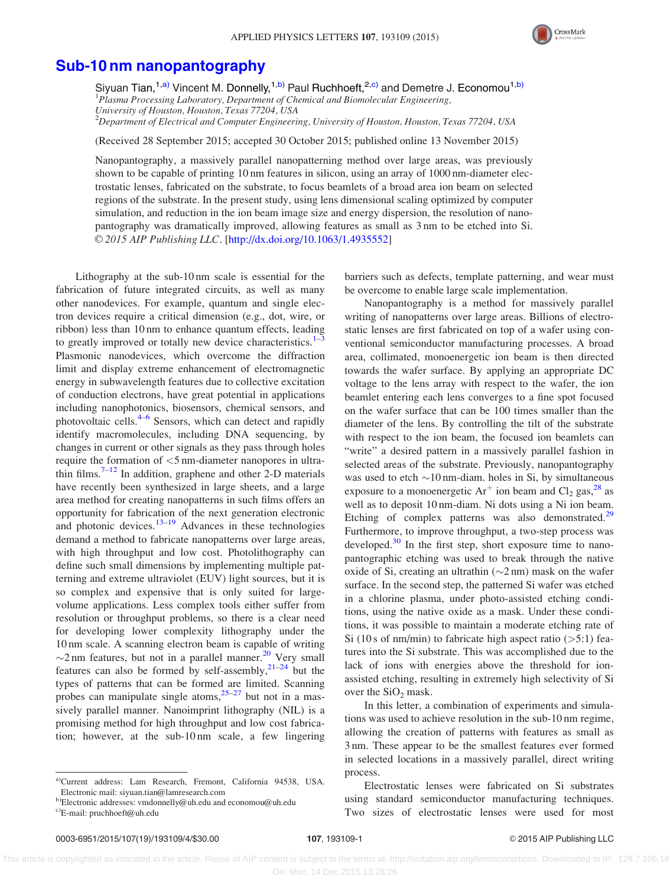# Sub-10 nm nanopantography

Siyuan Tian,[1,a)] Vincent M. Donnelly,[1,b)] Paul Ruchhoeft,[2,c)] and Demetre J. Economou[1,b)]

[1]*Plasma Processing Laboratory, Department of Chemical and Biomolecular Engineering, University of Houston, Houston, Texas 77204, USA*
[2]*Department of Electrical and Computer Engineering, University of Houston, Houston, Texas 77204, USA*

(Received 28 September 2015; accepted 30 October 2015; published online 13 November 2015)

Nanopantography, a massively parallel nanopatterning method over large areas, was previously shown to be capable of printing 10 nm features in silicon, using an array of 1000 nm-diameter electrostatic lenses, fabricated on the substrate, to focus beamlets of a broad area ion beam on selected regions of the substrate. In the present study, using lens dimensional scaling optimized by computer simulation, and reduction in the ion beam image size and energy dispersion, the resolution of nanopantography was dramatically improved, allowing features as small as 3 nm to be etched into Si. *© 2015 AIP Publishing LLC*. [http://dx.doi.org/10.1063/1.4935552]

Lithography at the sub-10 nm scale is essential for the fabrication of future integrated circuits, as well as many other nanodevices. For example, quantum and single electron devices require a critical dimension (e.g., dot, wire, or ribbon) less than 10 nm to enhance quantum effects, leading to greatly improved or totally new device characteristics.[1–3] Plasmonic nanodevices, which overcome the diffraction limit and display extreme enhancement of electromagnetic energy in subwavelength features due to collective excitation of conduction electrons, have great potential in applications including nanophotonics, biosensors, chemical sensors, and photovoltaic cells.[4–6] Sensors, which can detect and rapidly identify macromolecules, including DNA sequencing, by changes in current or other signals as they pass through holes require the formation of <5 nm-diameter nanopores in ultrathin films.[7–12] In addition, graphene and other 2-D materials have recently been synthesized in large sheets, and a large area method for creating nanopatterns in such films offers an opportunity for fabrication of the next generation electronic and photonic devices.[13–19] Advances in these technologies demand a method to fabricate nanopatterns over large areas, with high throughput and low cost. Photolithography can define such small dimensions by implementing multiple patterning and extreme ultraviolet (EUV) light sources, but it is so complex and expensive that is only suited for large-volume applications. Less complex tools either suffer from resolution or throughput problems, so there is a clear need for developing lower complexity lithography under the 10 nm scale. A scanning electron beam is capable of writing ~2 nm features, but not in a parallel manner.[20] Very small features can also be formed by self-assembly,[21–24] but the types of patterns that can be formed are limited. Scanning probes can manipulate single atoms,[25–27] but not in a massively parallel manner. Nanoimprint lithography (NIL) is a promising method for high throughput and low cost fabrication; however, at the sub-10 nm scale, a few lingering barriers such as defects, template patterning, and wear must be overcome to enable large scale implementation.

Nanopantography is a method for massively parallel writing of nanopatterns over large areas. Billions of electrostatic lenses are first fabricated on top of a wafer using conventional semiconductor manufacturing processes. A broad area, collimated, monoenergetic ion beam is then directed towards the wafer surface. By applying an appropriate DC voltage to the lens array with respect to the wafer, the ion beamlet entering each lens converges to a fine spot focused on the wafer surface that can be 100 times smaller than the diameter of the lens. By controlling the tilt of the substrate with respect to the ion beam, the focused ion beamlets can "write" a desired pattern in a massively parallel fashion in selected areas of the substrate. Previously, nanopantography was used to etch ~10 nm-diam. holes in Si, by simultaneous exposure to a monoenergetic $Ar^+$ ion beam and $Cl_2$ gas,[28] as well as to deposit 10 nm-diam. Ni dots using a Ni ion beam. Etching of complex patterns was also demonstrated.[29] Furthermore, to improve throughput, a two-step process was developed.[30] In the first step, short exposure time to nanopantographic etching was used to break through the native oxide of Si, creating an ultrathin (~2 nm) mask on the wafer surface. In the second step, the patterned Si wafer was etched in a chlorine plasma, under photo-assisted etching conditions, using the native oxide as a mask. Under these conditions, it was possible to maintain a moderate etching rate of Si (10 s of nm/min) to fabricate high aspect ratio (>5:1) features into the Si substrate. This was accomplished due to the lack of ions with energies above the threshold for ion-assisted etching, resulting in extremely high selectivity of Si over the $SiO_2$ mask.

In this letter, a combination of experiments and simulations was used to achieve resolution in the sub-10 nm regime, allowing the creation of patterns with features as small as 3 nm. These appear to be the smallest features ever formed in selected locations in a massively parallel, direct writing process.

Electrostatic lenses were fabricated on Si substrates using standard semiconductor manufacturing techniques. Two sizes of electrostatic lenses were used for most

---

[a)]Current address: Lam Research, Fremont, California 94538, USA. Electronic mail: siyuan.tian@lamresearch.com
[b)]Electronic addresses: vmdonnelly@uh.edu and economou@uh.edu
[c)]E-mail: pruchhoeft@uh.edu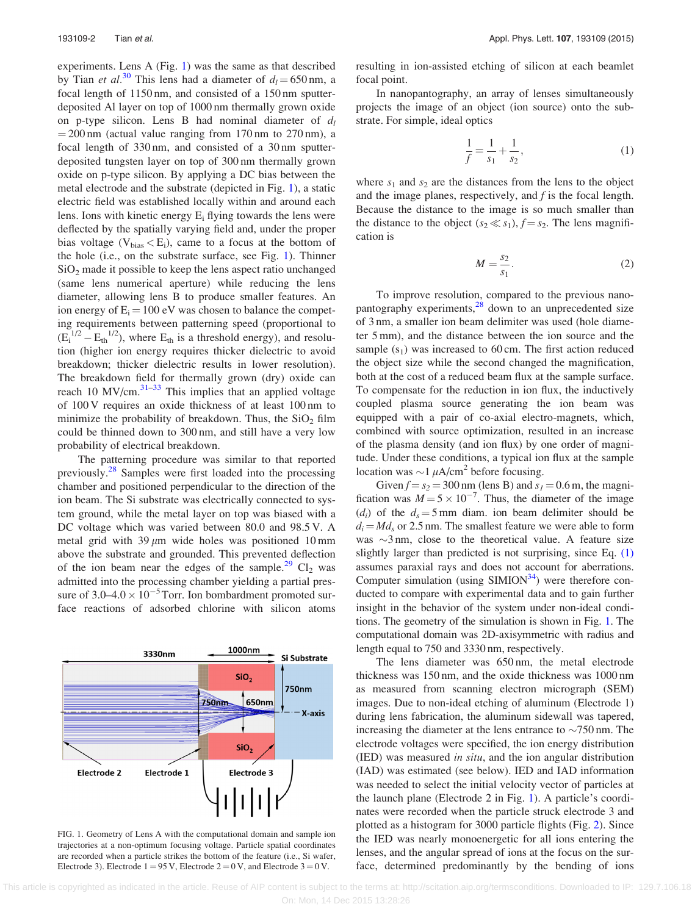experiments. Lens A (Fig. 1) was the same as that described by Tian *et al.*[30] This lens had a diameter of $d_l = 650$ nm, a focal length of 1150 nm, and consisted of a 150 nm sputter-deposited Al layer on top of 1000 nm thermally grown oxide on p-type silicon. Lens B had nominal diameter of $d_l = 200$ nm (actual value ranging from 170 nm to 270 nm), a focal length of 330 nm, and consisted of a 30 nm sputter-deposited tungsten layer on top of 300 nm thermally grown oxide on p-type silicon. By applying a DC bias between the metal electrode and the substrate (depicted in Fig. 1), a static electric field was established locally within and around each lens. Ions with kinetic energy $E_i$ flying towards the lens were deflected by the spatially varying field and, under the proper bias voltage ($V_{bias} < E_i$), came to a focus at the bottom of the hole (i.e., on the substrate surface, see Fig. 1). Thinner $SiO_2$ made it possible to keep the lens aspect ratio unchanged (same lens numerical aperture) while reducing the lens diameter, allowing lens B to produce smaller features. An ion energy of $E_i = 100$ eV was chosen to balance the competing requirements between patterning speed (proportional to ($E_i^{1/2} - E_{th}^{1/2}$), where $E_{th}$ is a threshold energy), and resolution (higher ion energy requires thicker dielectric to avoid breakdown; thicker dielectric results in lower resolution). The breakdown field for thermally grown (dry) oxide can reach 10 MV/cm.[31–33] This implies that an applied voltage of 100 V requires an oxide thickness of at least 100 nm to minimize the probability of breakdown. Thus, the $SiO_2$ film could be thinned down to 300 nm, and still have a very low probability of electrical breakdown.

The patterning procedure was similar to that reported previously.[28] Samples were first loaded into the processing chamber and positioned perpendicular to the direction of the ion beam. The Si substrate was electrically connected to system ground, while the metal layer on top was biased with a DC voltage which was varied between 80.0 and 98.5 V. A metal grid with 39 $\mu$m wide holes was positioned 10 mm above the substrate and grounded. This prevented deflection of the ion beam near the edges of the sample.[29] $Cl_2$ was admitted into the processing chamber yielding a partial pressure of 3.0–4.0 $\times 10^{-5}$ Torr. Ion bombardment promoted surface reactions of adsorbed chlorine with silicon atoms resulting in ion-assisted etching of silicon at each beamlet focal point.

FIG. 1. Geometry of Lens A with the computational domain and sample ion trajectories at a non-optimum focusing voltage. Particle spatial coordinates are recorded when a particle strikes the bottom of the feature (i.e., Si wafer, Electrode 3). Electrode 1 = 95 V, Electrode 2 = 0 V, and Electrode 3 = 0 V.

In nanopantography, an array of lenses simultaneously projects the image of an object (ion source) onto the substrate. For simple, ideal optics

$$\frac{1}{f} = \frac{1}{s_1} + \frac{1}{s_2}, \tag{1}$$

where $s_1$ and $s_2$ are the distances from the lens to the object and the image planes, respectively, and $f$ is the focal length. Because the distance to the image is so much smaller than the distance to the object ($s_2 \ll s_1$), $f = s_2$. The lens magnification is

$$M = \frac{s_2}{s_1}. \tag{2}$$

To improve resolution, compared to the previous nanopantography experiments,[28] down to an unprecedented size of 3 nm, a smaller ion beam delimiter was used (hole diameter 5 mm), and the distance between the ion source and the sample ($s_1$) was increased to 60 cm. The first action reduced the object size while the second changed the magnification, both at the cost of a reduced beam flux at the sample surface. To compensate for the reduction in ion flux, the inductively coupled plasma source generating the ion beam was equipped with a pair of co-axial electro-magnets, which, combined with source optimization, resulted in an increase of the plasma density (and ion flux) by one order of magnitude. Under these conditions, a typical ion flux at the sample location was $\sim$1 $\mu$A/cm$^2$ before focusing.

Given $f = s_2 = 300$ nm (lens B) and $s_l = 0.6$ m, the magnification was $M = 5 \times 10^{-7}$. Thus, the diameter of the image ($d_i$) of the $d_s = 5$ mm diam. ion beam delimiter should be $d_i = Md_s$ or 2.5 nm. The smallest feature we were able to form was $\sim$3 nm, close to the theoretical value. A feature size slightly larger than predicted is not surprising, since Eq. (1) assumes paraxial rays and does not account for aberrations. Computer simulation (using SIMION[34]) were therefore conducted to compare with experimental data and to gain further insight in the behavior of the system under non-ideal conditions. The geometry of the simulation is shown in Fig. 1. The computational domain was 2D-axisymmetric with radius and length equal to 750 and 3330 nm, respectively.

The lens diameter was 650 nm, the metal electrode thickness was 150 nm, and the oxide thickness was 1000 nm as measured from scanning electron micrograph (SEM) images. Due to non-ideal etching of aluminum (Electrode 1) during lens fabrication, the aluminum sidewall was tapered, increasing the diameter at the lens entrance to $\sim$750 nm. The electrode voltages were specified, the ion energy distribution (IED) was measured *in situ*, and the ion angular distribution (IAD) was estimated (see below). IED and IAD information was needed to select the initial velocity vector of particles at the launch plane (Electrode 2 in Fig. 1). A particle's coordinates were recorded when the particle struck electrode 3 and plotted as a histogram for 3000 particle flights (Fig. 2). Since the IED was nearly monoenergetic for all ions entering the lenses, and the angular spread of ions at the focus on the surface, determined predominantly by the bending of ions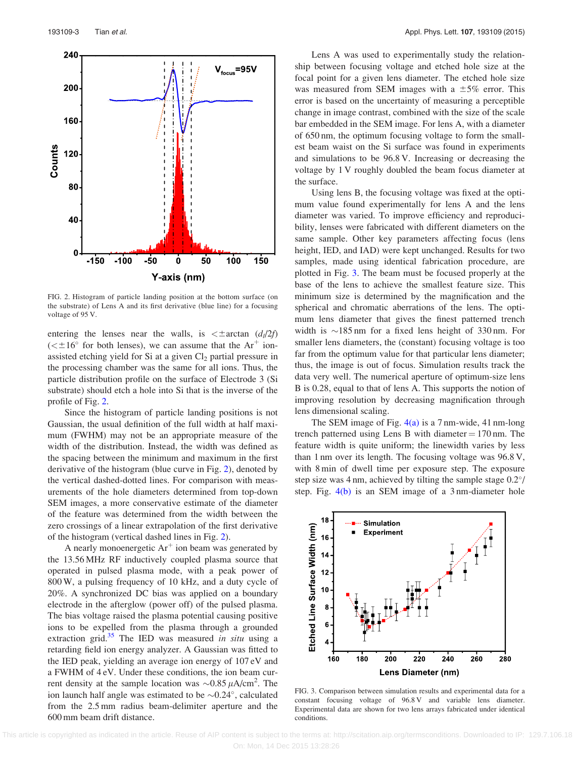FIG. 2. Histogram of particle landing position at the bottom surface (on the substrate) of Lens A and its first derivative (blue line) for a focusing voltage of 95 V.

entering the lenses near the walls, is $< \pm \arctan(d_l/2f)$ ($< \pm 16°$ for both lenses), we can assume that the $Ar^+$ ion-assisted etching yield for Si at a given $Cl_2$ partial pressure in the processing chamber was the same for all ions. Thus, the particle distribution profile on the surface of Electrode 3 (Si substrate) should etch a hole into Si that is the inverse of the profile of Fig. 2.

Since the histogram of particle landing positions is not Gaussian, the usual definition of the full width at half maximum (FWHM) may not be an appropriate measure of the width of the distribution. Instead, the width was defined as the spacing between the minimum and maximum in the first derivative of the histogram (blue curve in Fig. 2), denoted by the vertical dashed-dotted lines. For comparison with measurements of the hole diameters determined from top-down SEM images, a more conservative estimate of the diameter of the feature was determined from the width between the zero crossings of a linear extrapolation of the first derivative of the histogram (vertical dashed lines in Fig. 2).

A nearly monoenergetic $Ar^+$ ion beam was generated by the 13.56 MHz RF inductively coupled plasma source that operated in pulsed plasma mode, with a peak power of 800 W, a pulsing frequency of 10 kHz, and a duty cycle of 20%. A synchronized DC bias was applied on a boundary electrode in the afterglow (power off) of the pulsed plasma. The bias voltage raised the plasma potential causing positive ions to be expelled from the plasma through a grounded extraction grid.[35] The IED was measured *in situ* using a retarding field ion energy analyzer. A Gaussian was fitted to the IED peak, yielding an average ion energy of 107 eV and a FWHM of 4 eV. Under these conditions, the ion beam current density at the sample location was $\sim 0.85\ \mu A/cm^2$. The ion launch half angle was estimated to be $\sim 0.24°$, calculated from the 2.5 mm radius beam-delimiter aperture and the 600 mm beam drift distance.

Lens A was used to experimentally study the relationship between focusing voltage and etched hole size at the focal point for a given lens diameter. The etched hole size was measured from SEM images with a $\pm 5\%$ error. This error is based on the uncertainty of measuring a perceptible change in image contrast, combined with the size of the scale bar embedded in the SEM image. For lens A, with a diameter of 650 nm, the optimum focusing voltage to form the smallest beam waist on the Si surface was found in experiments and simulations to be 96.8 V. Increasing or decreasing the voltage by 1 V roughly doubled the beam focus diameter at the surface.

Using lens B, the focusing voltage was fixed at the optimum value found experimentally for lens A and the lens diameter was varied. To improve efficiency and reproducibility, lenses were fabricated with different diameters on the same sample. Other key parameters affecting focus (lens height, IED, and IAD) were kept unchanged. Results for two samples, made using identical fabrication procedure, are plotted in Fig. 3. The beam must be focused properly at the base of the lens to achieve the smallest feature size. This minimum size is determined by the magnification and the spherical and chromatic aberrations of the lens. The optimum lens diameter that gives the finest patterned trench width is $\sim$185 nm for a fixed lens height of 330 nm. For smaller lens diameters, the (constant) focusing voltage is too far from the optimum value for that particular lens diameter; thus, the image is out of focus. Simulation results track the data very well. The numerical aperture of optimum-size lens B is 0.28, equal to that of lens A. This supports the notion of improving resolution by decreasing magnification through lens dimensional scaling.

The SEM image of Fig. 4(a) is a 7 nm-wide, 41 nm-long trench patterned using Lens B with diameter = 170 nm. The feature width is quite uniform; the linewidth varies by less than 1 nm over its length. The focusing voltage was 96.8 V, with 8 min of dwell time per exposure step. The exposure step size was 4 nm, achieved by tilting the sample stage 0.2°/step. Fig. 4(b) is an SEM image of a 3 nm-diameter hole

FIG. 3. Comparison between simulation results and experimental data for a constant focusing voltage of 96.8 V and variable lens diameter. Experimental data are shown for two lens arrays fabricated under identical conditions.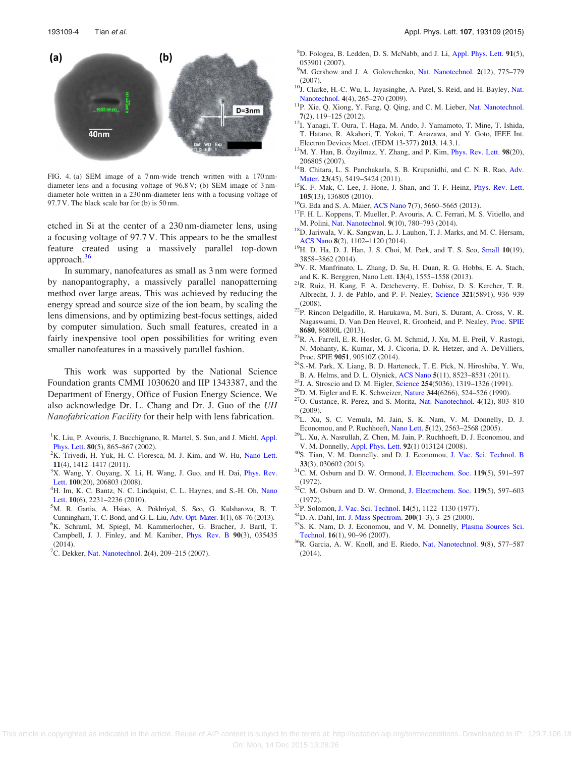FIG. 4. (a) SEM image of a 7 nm-wide trench written with a 170 nm-diameter lens and a focusing voltage of 96.8 V; (b) SEM image of 3 nm-diameter hole written in a 230 nm-diameter lens with a focusing voltage of 97.7 V. The black scale bar for (b) is 50 nm.

etched in Si at the center of a 230 nm-diameter lens, using a focusing voltage of 97.7 V. This appears to be the smallest feature created using a massively parallel top-down approach.[36]

In summary, nanofeatures as small as 3 nm were formed by nanopantography, a massively parallel nanopatterning method over large areas. This was achieved by reducing the energy spread and source size of the ion beam, by scaling the lens dimensions, and by optimizing best-focus settings, aided by computer simulation. Such small features, created in a fairly inexpensive tool open possibilities for writing even smaller nanofeatures in a massively parallel fashion.

This work was supported by the National Science Foundation grants CMMI 1030620 and IIP 1343387, and the Department of Energy, Office of Fusion Energy Science. We also acknowledge Dr. L. Chang and Dr. J. Guo of the *UH Nanofabrication Facility* for their help with lens fabrication.

[1] K. Liu, P. Avouris, J. Bucchignano, R. Martel, S. Sun, and J. Michl, Appl. Phys. Lett. **80**(5), 865–867 (2002).
[2] K. Trivedi, H. Yuk, H. C. Floresca, M. J. Kim, and W. Hu, Nano Lett. **11**(4), 1412–1417 (2011).
[3] X. Wang, Y. Ouyang, X. Li, H. Wang, J. Guo, and H. Dai, Phys. Rev. Lett. **100**(20), 206803 (2008).
[4] H. Im, K. C. Bantz, N. C. Lindquist, C. L. Haynes, and S.-H. Oh, Nano Lett. **10**(6), 2231–2236 (2010).
[5] M. R. Gartia, A. Hsiao, A. Pokhriyal, S. Seo, G. Kulsharova, B. T. Cunningham, T. C. Bond, and G. L. Liu, Adv. Opt. Mater. **1**(1), 68–76 (2013).
[6] K. Schraml, M. Spiegl, M. Kammerlocher, G. Bracher, J. Bartl, T. Campbell, J. J. Finley, and M. Kaniber, Phys. Rev. B **90**(3), 035435 (2014).
[7] C. Dekker, Nat. Nanotechnol. **2**(4), 209–215 (2007).
[8] D. Fologea, B. Ledden, D. S. McNabb, and J. Li, Appl. Phys. Lett. **91**(5), 053901 (2007).
[9] M. Gershow and J. A. Golovchenko, Nat. Nanotechnol. **2**(12), 775–779 (2007).
[10] J. Clarke, H.-C. Wu, L. Jayasinghe, A. Patel, S. Reid, and H. Bayley, Nat. Nanotechnol. **4**(4), 265–270 (2009).
[11] P. Xie, Q. Xiong, Y. Fang, Q. Qing, and C. M. Lieber, Nat. Nanotechnol. **7**(2), 119–125 (2012).
[12] I. Yanagi, T. Oura, T. Haga, M. Ando, J. Yamamoto, T. Mine, T. Ishida, T. Hatano, R. Akahori, T. Yokoi, T. Anazawa, and Y. Goto, IEEE Int. Electron Devices Meet. (IEDM 13-377) **2013**, 14.3.1.
[13] M. Y. Han, B. Özyilmaz, Y. Zhang, and P. Kim, Phys. Rev. Lett. **98**(20), 206805 (2007).
[14] B. Chitara, L. S. Panchakarla, S. B. Krupanidhi, and C. N. R. Rao, Adv. Mater. **23**(45), 5419–5424 (2011).
[15] K. F. Mak, C. Lee, J. Hone, J. Shan, and T. F. Heinz, Phys. Rev. Lett. **105**(13), 136805 (2010).
[16] G. Eda and S. A. Maier, ACS Nano **7**(7), 5660–5665 (2013).
[17] F. H. L. Koppens, T. Mueller, P. Avouris, A. C. Ferrari, M. S. Vitiello, and M. Polini, Nat. Nanotechnol. **9**(10), 780–793 (2014).
[18] D. Jariwala, V. K. Sangwan, L. J. Lauhon, T. J. Marks, and M. C. Hersam, ACS Nano **8**(2), 1102–1120 (2014).
[19] H. D. Ha, D. J. Han, J. S. Choi, M. Park, and T. S. Seo, Small **10**(19), 3858–3862 (2014).
[20] V. R. Manfrinato, L. Zhang, D. Su, H. Duan, R. G. Hobbs, E. A. Stach, and K. K. Berggren, Nano Lett. **13**(4), 1555–1558 (2013).
[21] R. Ruiz, H. Kang, F. A. Detcheverry, E. Dobisz, D. S. Kercher, T. R. Albrecht, J. J. de Pablo, and P. F. Nealey, Science **321**(5891), 936–939 (2008).
[22] P. Rincon Delgadillo, R. Harukawa, M. Suri, S. Durant, A. Cross, V. R. Nagaswami, D. Van Den Heuvel, R. Gronheid, and P. Nealey, Proc. SPIE **8680**, 86800L (2013).
[23] R. A. Farrell, E. R. Hosler, G. M. Schmid, J. Xu, M. E. Preil, V. Rastogi, N. Mohanty, K. Kumar, M. J. Cicoria, D. R. Hetzer, and A. DeVilliers, Proc. SPIE **9051**, 90510Z (2014).
[24] S.-M. Park, X. Liang, B. D. Harteneck, T. E. Pick, N. Hiroshiba, Y. Wu, B. A. Helms, and D. L. Olynick, ACS Nano **5**(11), 8523–8531 (2011).
[25] J. A. Stroscio and D. M. Eigler, Science **254**(5036), 1319–1326 (1991).
[26] D. M. Eigler and E. K. Schweizer, Nature **344**(6266), 524–526 (1990).
[27] O. Custance, R. Perez, and S. Morita, Nat. Nanotechnol. **4**(12), 803–810 (2009).
[28] L. Xu, S. C. Vemula, M. Jain, S. K. Nam, V. M. Donnelly, D. J. Economou, and P. Ruchhoeft, Nano Lett. **5**(12), 2563–2568 (2005).
[29] L. Xu, A. Nasrullah, Z. Chen, M. Jain, P. Ruchhoeft, D. J. Economou, and V. M. Donnelly, Appl. Phys. Lett. **92**(1) 013124 (2008).
[30] S. Tian, V. M. Donnelly, and D. J. Economou, J. Vac. Sci. Technol. B **33**(3), 030602 (2015).
[31] C. M. Osburn and D. W. Ormond, J. Electrochem. Soc. **119**(5), 591–597 (1972).
[32] C. M. Osburn and D. W. Ormond, J. Electrochem. Soc. **119**(5), 597–603 (1972).
[33] P. Solomon, J. Vac. Sci. Technol. **14**(5), 1122–1130 (1977).
[34] D. A. Dahl, Int. J. Mass Spectrom. **200**(1–3), 3–25 (2000).
[35] S. K. Nam, D. J. Economou, and V. M. Donnelly, Plasma Sources Sci. Technol. **16**(1), 90–96 (2007).
[36] R. Garcia, A. W. Knoll, and E. Riedo, Nat. Nanotechnol. **9**(8), 577–587 (2014).